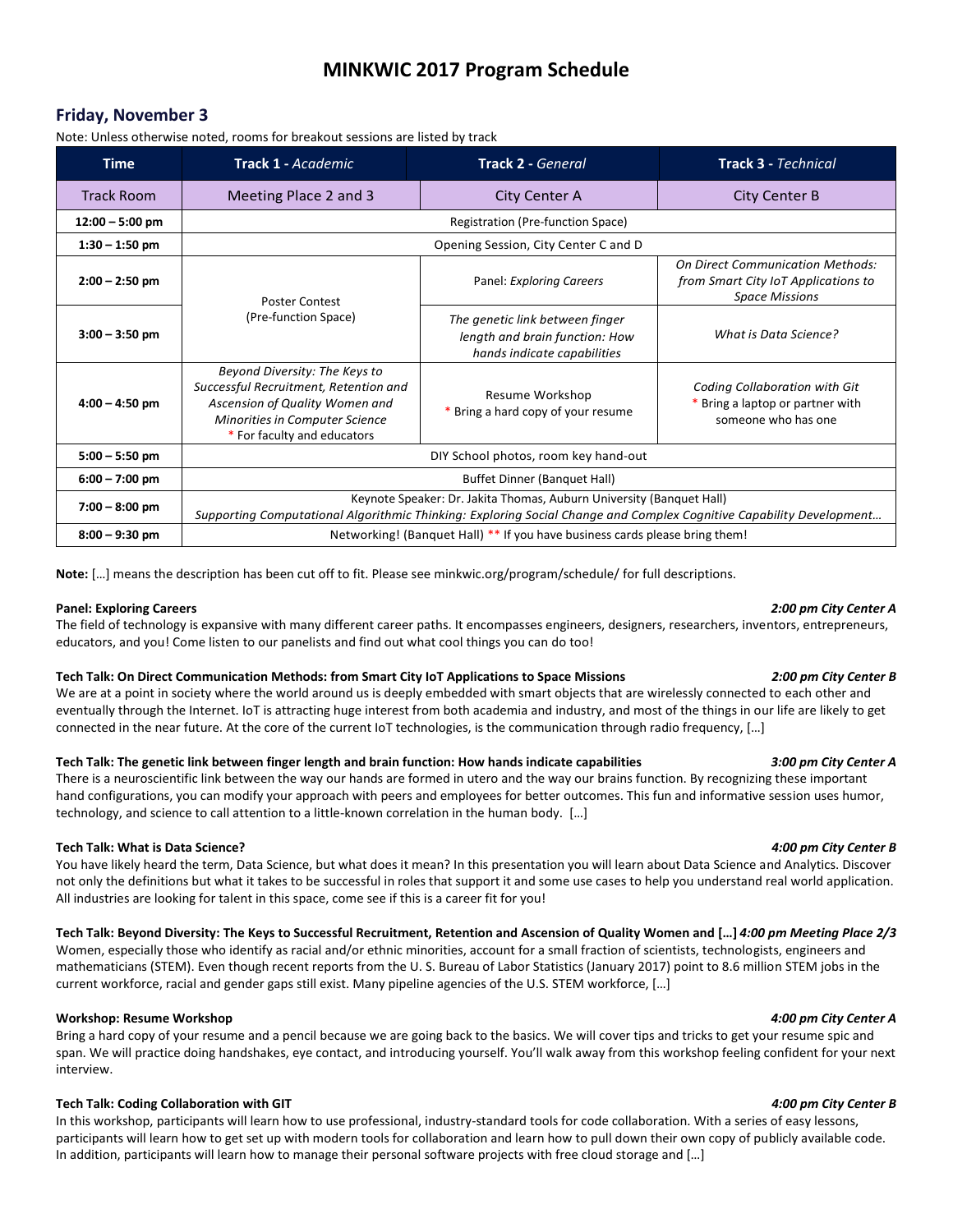# MINKWIC 2017 Program Schedule

## Friday, November 3

Note: Unless otherwise noted, rooms for breakout sessions are listed by track

| Time | Track 1 - *Academic* | Track 2 - *General* | Track 3 - *Technical* |
|---|---|---|---|
| Track Room | Meeting Place 2 and 3 | City Center A | City Center B |
| **12:00 – 5:00 pm** | Registration (Pre-function Space) | | |
| **1:30 – 1:50 pm** | Opening Session, City Center C and D | | |
| **2:00 – 2:50 pm** | Poster Contest (Pre-function Space) | Panel: *Exploring Careers* | *On Direct Communication Methods: from Smart City IoT Applications to Space Missions* |
| **3:00 – 3:50 pm** | | *The genetic link between finger length and brain function: How hands indicate capabilities* | *What is Data Science?* |
| **4:00 – 4:50 pm** | *Beyond Diversity: The Keys to Successful Recruitment, Retention and Ascension of Quality Women and Minorities in Computer Science* * For faculty and educators | Resume Workshop * Bring a hard copy of your resume | *Coding Collaboration with Git* * Bring a laptop or partner with someone who has one |
| **5:00 – 5:50 pm** | DIY School photos, room key hand-out | | |
| **6:00 – 7:00 pm** | Buffet Dinner (Banquet Hall) | | |
| **7:00 – 8:00 pm** | Keynote Speaker: Dr. Jakita Thomas, Auburn University (Banquet Hall) *Supporting Computational Algorithmic Thinking: Exploring Social Change and Complex Cognitive Capability Development…* | | |
| **8:00 – 9:30 pm** | Networking! (Banquet Hall) ** If you have business cards please bring them! | | |

**Note:** […] means the description has been cut off to fit. Please see minkwic.org/program/schedule/ for full descriptions.

**Panel: Exploring Careers** — *2:00 pm City Center A*

The field of technology is expansive with many different career paths. It encompasses engineers, designers, researchers, inventors, entrepreneurs, educators, and you! Come listen to our panelists and find out what cool things you can do too!

**Tech Talk: On Direct Communication Methods: from Smart City IoT Applications to Space Missions** — *2:00 pm City Center B*

We are at a point in society where the world around us is deeply embedded with smart objects that are wirelessly connected to each other and eventually through the Internet. IoT is attracting huge interest from both academia and industry, and most of the things in our life are likely to get connected in the near future. At the core of the current IoT technologies, is the communication through radio frequency, […]

**Tech Talk: The genetic link between finger length and brain function: How hands indicate capabilities** — *3:00 pm City Center A*

There is a neuroscientific link between the way our hands are formed in utero and the way our brains function. By recognizing these important hand configurations, you can modify your approach with peers and employees for better outcomes. This fun and informative session uses humor, technology, and science to call attention to a little-known correlation in the human body. […]

**Tech Talk: What is Data Science?** — *4:00 pm City Center B*

You have likely heard the term, Data Science, but what does it mean? In this presentation you will learn about Data Science and Analytics. Discover not only the definitions but what it takes to be successful in roles that support it and some use cases to help you understand real world application. All industries are looking for talent in this space, come see if this is a career fit for you!

**Tech Talk: Beyond Diversity: The Keys to Successful Recruitment, Retention and Ascension of Quality Women and […]** — *4:00 pm Meeting Place 2/3*

Women, especially those who identify as racial and/or ethnic minorities, account for a small fraction of scientists, technologists, engineers and mathematicians (STEM). Even though recent reports from the U. S. Bureau of Labor Statistics (January 2017) point to 8.6 million STEM jobs in the current workforce, racial and gender gaps still exist. Many pipeline agencies of the U.S. STEM workforce, […]

**Workshop: Resume Workshop** — *4:00 pm City Center A*

Bring a hard copy of your resume and a pencil because we are going back to the basics. We will cover tips and tricks to get your resume spic and span. We will practice doing handshakes, eye contact, and introducing yourself. You'll walk away from this workshop feeling confident for your next interview.

**Tech Talk: Coding Collaboration with GIT** — *4:00 pm City Center B*

In this workshop, participants will learn how to use professional, industry-standard tools for code collaboration. With a series of easy lessons, participants will learn how to get set up with modern tools for collaboration and learn how to pull down their own copy of publicly available code. In addition, participants will learn how to manage their personal software projects with free cloud storage and […]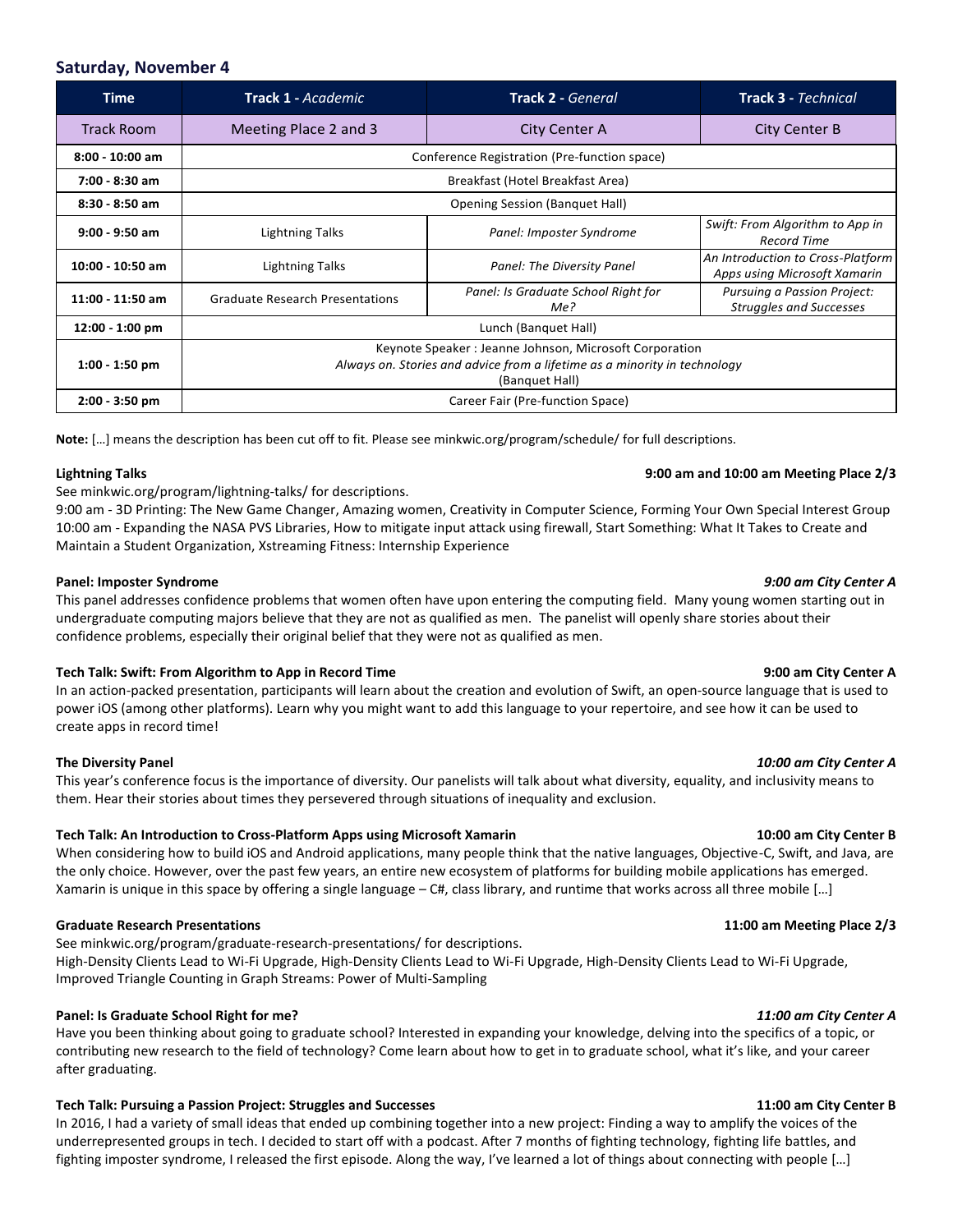## Saturday, November 4

| Time | Track 1 - *Academic* | Track 2 - *General* | Track 3 - *Technical* |
|---|---|---|---|
| Track Room | Meeting Place 2 and 3 | City Center A | City Center B |
| **8:00 - 10:00 am** | Conference Registration (Pre-function space) | | |
| **7:00 - 8:30 am** | Breakfast (Hotel Breakfast Area) | | |
| **8:30 - 8:50 am** | Opening Session (Banquet Hall) | | |
| **9:00 - 9:50 am** | Lightning Talks | *Panel: Imposter Syndrome* | *Swift: From Algorithm to App in Record Time* |
| **10:00 - 10:50 am** | Lightning Talks | *Panel: The Diversity Panel* | *An Introduction to Cross-Platform Apps using Microsoft Xamarin* |
| **11:00 - 11:50 am** | Graduate Research Presentations | *Panel: Is Graduate School Right for Me?* | *Pursuing a Passion Project: Struggles and Successes* |
| **12:00 - 1:00 pm** | Lunch (Banquet Hall) | | |
| **1:00 - 1:50 pm** | Keynote Speaker : Jeanne Johnson, Microsoft Corporation *Always on. Stories and advice from a lifetime as a minority in technology* (Banquet Hall) | | |
| **2:00 - 3:50 pm** | Career Fair (Pre-function Space) | | |

**Note:** […] means the description has been cut off to fit. Please see minkwic.org/program/schedule/ for full descriptions.

**Lightning Talks** — **9:00 am and 10:00 am Meeting Place 2/3**

See minkwic.org/program/lightning-talks/ for descriptions.
9:00 am - 3D Printing: The New Game Changer, Amazing women, Creativity in Computer Science, Forming Your Own Special Interest Group
10:00 am - Expanding the NASA PVS Libraries, How to mitigate input attack using firewall, Start Something: What It Takes to Create and Maintain a Student Organization, Xstreaming Fitness: Internship Experience

**Panel: Imposter Syndrome** — ***9:00 am City Center A***

This panel addresses confidence problems that women often have upon entering the computing field. Many young women starting out in undergraduate computing majors believe that they are not as qualified as men. The panelist will openly share stories about their confidence problems, especially their original belief that they were not as qualified as men.

**Tech Talk: Swift: From Algorithm to App in Record Time** — **9:00 am City Center A**

In an action-packed presentation, participants will learn about the creation and evolution of Swift, an open-source language that is used to power iOS (among other platforms). Learn why you might want to add this language to your repertoire, and see how it can be used to create apps in record time!

**The Diversity Panel** — ***10:00 am City Center A***

This year's conference focus is the importance of diversity. Our panelists will talk about what diversity, equality, and inclusivity means to them. Hear their stories about times they persevered through situations of inequality and exclusion.

**Tech Talk: An Introduction to Cross-Platform Apps using Microsoft Xamarin** — **10:00 am City Center B**

When considering how to build iOS and Android applications, many people think that the native languages, Objective-C, Swift, and Java, are the only choice. However, over the past few years, an entire new ecosystem of platforms for building mobile applications has emerged. Xamarin is unique in this space by offering a single language – C#, class library, and runtime that works across all three mobile […]

**Graduate Research Presentations** — **11:00 am Meeting Place 2/3**

See minkwic.org/program/graduate-research-presentations/ for descriptions.
High-Density Clients Lead to Wi-Fi Upgrade, High-Density Clients Lead to Wi-Fi Upgrade, High-Density Clients Lead to Wi-Fi Upgrade, Improved Triangle Counting in Graph Streams: Power of Multi-Sampling

**Panel: Is Graduate School Right for me?** — ***11:00 am City Center A***

Have you been thinking about going to graduate school? Interested in expanding your knowledge, delving into the specifics of a topic, or contributing new research to the field of technology? Come learn about how to get in to graduate school, what it's like, and your career after graduating.

**Tech Talk: Pursuing a Passion Project: Struggles and Successes** — **11:00 am City Center B**

In 2016, I had a variety of small ideas that ended up combining together into a new project: Finding a way to amplify the voices of the underrepresented groups in tech. I decided to start off with a podcast. After 7 months of fighting technology, fighting life battles, and fighting imposter syndrome, I released the first episode. Along the way, I've learned a lot of things about connecting with people […]